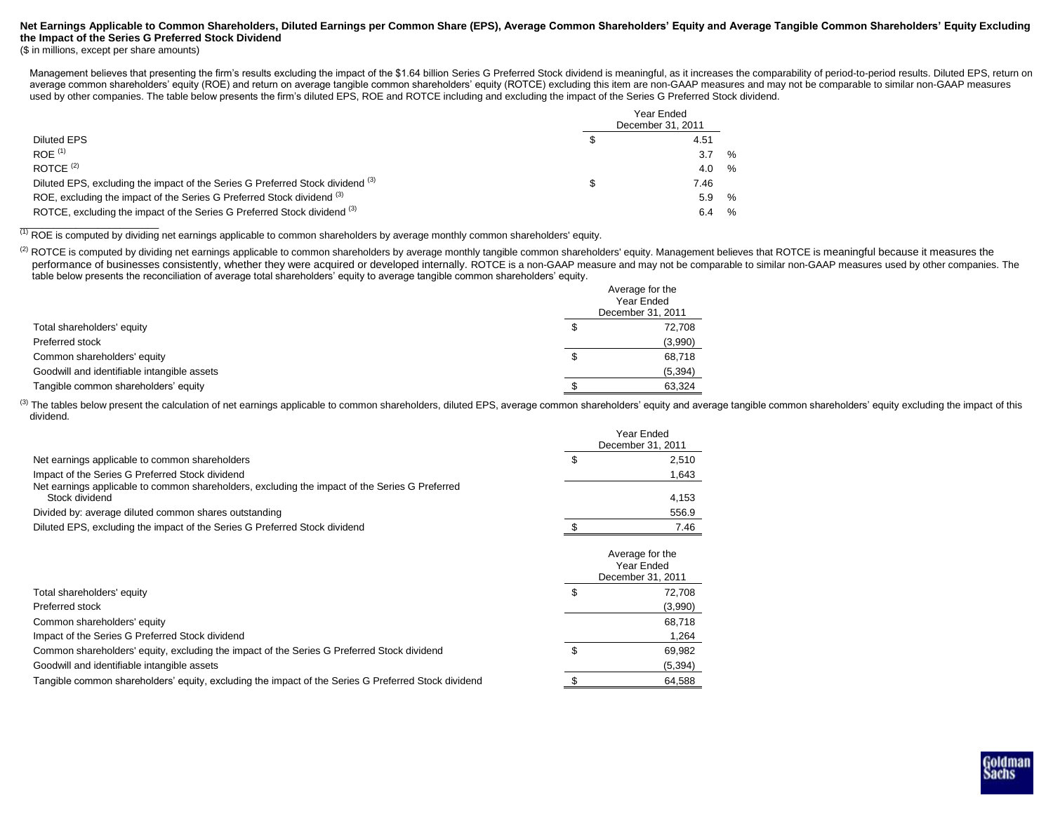**Net Earnings Applicable to Common Shareholders, Diluted Earnings per Common Share (EPS), Average Common Shareholders' Equity and Average Tangible Common Shareholders' Equity Excluding the Impact of the Series G Preferred Stock Dividend**

($ in millions, except per share amounts)

Management believes that presenting the firm's results excluding the impact of the $1.64 billion Series G Preferred Stock dividend is meaningful, as it increases the comparability of period-to-period results. Diluted EPS, return on average common shareholders' equity (ROE) and return on average tangible common shareholders' equity (ROTCE) excluding this item are non-GAAP measures and may not be comparable to similar non-GAAP measures used by other companies. The table below presents the firm's diluted EPS, ROE and ROTCE including and excluding the impact of the Series G Preferred Stock dividend.

| | Year Ended December 31, 2011 |
|---|---|
| Diluted EPS | $ 4.51 |
| ROE [(1)] | 3.7 % |
| ROTCE [(2)] | 4.0 % |
| Diluted EPS, excluding the impact of the Series G Preferred Stock dividend [(3)] | $ 7.46 |
| ROE, excluding the impact of the Series G Preferred Stock dividend [(3)] | 5.9 % |
| ROTCE, excluding the impact of the Series G Preferred Stock dividend [(3)] | 6.4 % |

[(1)] ROE is computed by dividing net earnings applicable to common shareholders by average monthly common shareholders' equity.

[(2)] ROTCE is computed by dividing net earnings applicable to common shareholders by average monthly tangible common shareholders' equity. Management believes that ROTCE is meaningful because it measures the performance of businesses consistently, whether they were acquired or developed internally. ROTCE is a non-GAAP measure and may not be comparable to similar non-GAAP measures used by other companies. The table below presents the reconciliation of average total shareholders' equity to average tangible common shareholders' equity.

| | Average for the Year Ended December 31, 2011 |
|---|---|
| Total shareholders' equity | $ 72,708 |
| Preferred stock | (3,990) |
| Common shareholders' equity | $ 68,718 |
| Goodwill and identifiable intangible assets | (5,394) |
| Tangible common shareholders' equity | $ 63,324 |

[(3)] The tables below present the calculation of net earnings applicable to common shareholders, diluted EPS, average common shareholders' equity and average tangible common shareholders' equity excluding the impact of this dividend.

| | Year Ended December 31, 2011 |
|---|---|
| Net earnings applicable to common shareholders | $ 2,510 |
| Impact of the Series G Preferred Stock dividend | 1,643 |
| Net earnings applicable to common shareholders, excluding the impact of the Series G Preferred Stock dividend | 4,153 |
| Divided by: average diluted common shares outstanding | 556.9 |
| Diluted EPS, excluding the impact of the Series G Preferred Stock dividend | $ 7.46 |

| | Average for the Year Ended December 31, 2011 |
|---|---|
| Total shareholders' equity | $ 72,708 |
| Preferred stock | (3,990) |
| Common shareholders' equity | 68,718 |
| Impact of the Series G Preferred Stock dividend | 1,264 |
| Common shareholders' equity, excluding the impact of the Series G Preferred Stock dividend | $ 69,982 |
| Goodwill and identifiable intangible assets | (5,394) |
| Tangible common shareholders' equity, excluding the impact of the Series G Preferred Stock dividend | $ 64,588 |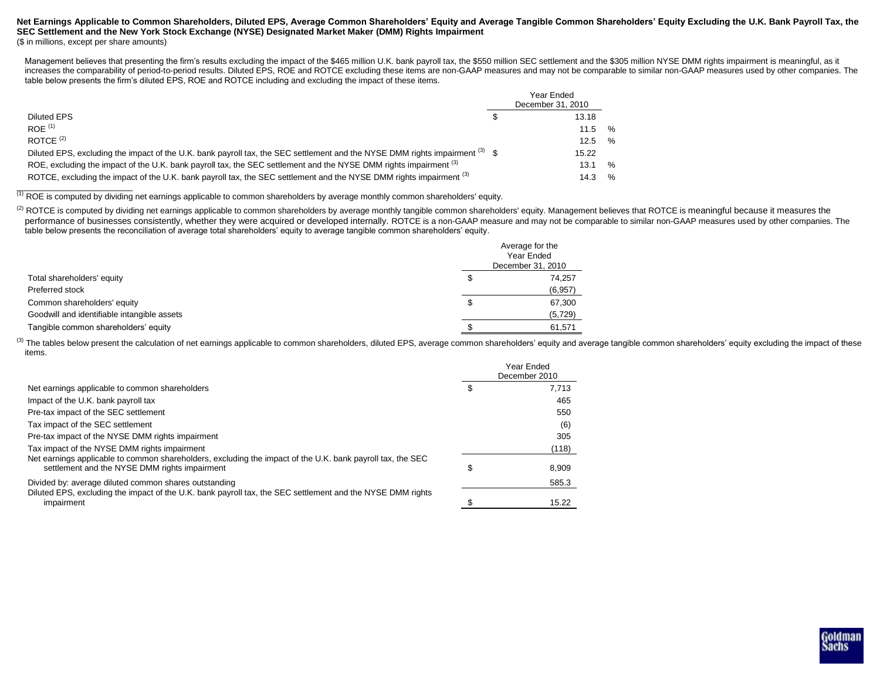**Net Earnings Applicable to Common Shareholders, Diluted EPS, Average Common Shareholders' Equity and Average Tangible Common Shareholders' Equity Excluding the U.K. Bank Payroll Tax, the SEC Settlement and the New York Stock Exchange (NYSE) Designated Market Maker (DMM) Rights Impairment**

($ in millions, except per share amounts)

Management believes that presenting the firm's results excluding the impact of the $465 million U.K. bank payroll tax, the $550 million SEC settlement and the $305 million NYSE DMM rights impairment is meaningful, as it increases the comparability of period-to-period results. Diluted EPS, ROE and ROTCE excluding these items are non-GAAP measures and may not be comparable to similar non-GAAP measures used by other companies. The table below presents the firm's diluted EPS, ROE and ROTCE including and excluding the impact of these items.

| | Year Ended December 31, 2010 |
|---|---|
| Diluted EPS | $ 13.18 |
| ROE [1] | 11.5 % |
| ROTCE [2] | 12.5 % |
| Diluted EPS, excluding the impact of the U.K. bank payroll tax, the SEC settlement and the NYSE DMM rights impairment [3] | $ 15.22 |
| ROE, excluding the impact of the U.K. bank payroll tax, the SEC settlement and the NYSE DMM rights impairment [3] | 13.1 % |
| ROTCE, excluding the impact of the U.K. bank payroll tax, the SEC settlement and the NYSE DMM rights impairment [3] | 14.3 % |

[1] ROE is computed by dividing net earnings applicable to common shareholders by average monthly common shareholders' equity.

[2] ROTCE is computed by dividing net earnings applicable to common shareholders by average monthly tangible common shareholders' equity. Management believes that ROTCE is meaningful because it measures the performance of businesses consistently, whether they were acquired or developed internally. ROTCE is a non-GAAP measure and may not be comparable to similar non-GAAP measures used by other companies. The table below presents the reconciliation of average total shareholders' equity to average tangible common shareholders' equity.

| | Average for the Year Ended December 31, 2010 |
|---|---|
| Total shareholders' equity | $ 74,257 |
| Preferred stock | (6,957) |
| Common shareholders' equity | $ 67,300 |
| Goodwill and identifiable intangible assets | (5,729) |
| Tangible common shareholders' equity | $ 61,571 |

[3] The tables below present the calculation of net earnings applicable to common shareholders, diluted EPS, average common shareholders' equity and average tangible common shareholders' equity excluding the impact of these items.

| | Year Ended December 2010 |
|---|---|
| Net earnings applicable to common shareholders | $ 7,713 |
| Impact of the U.K. bank payroll tax | 465 |
| Pre-tax impact of the SEC settlement | 550 |
| Tax impact of the SEC settlement | (6) |
| Pre-tax impact of the NYSE DMM rights impairment | 305 |
| Tax impact of the NYSE DMM rights impairment | (118) |
| Net earnings applicable to common shareholders, excluding the impact of the U.K. bank payroll tax, the SEC settlement and the NYSE DMM rights impairment | $ 8,909 |
| Divided by: average diluted common shares outstanding | 585.3 |
| Diluted EPS, excluding the impact of the U.K. bank payroll tax, the SEC settlement and the NYSE DMM rights impairment | $ 15.22 |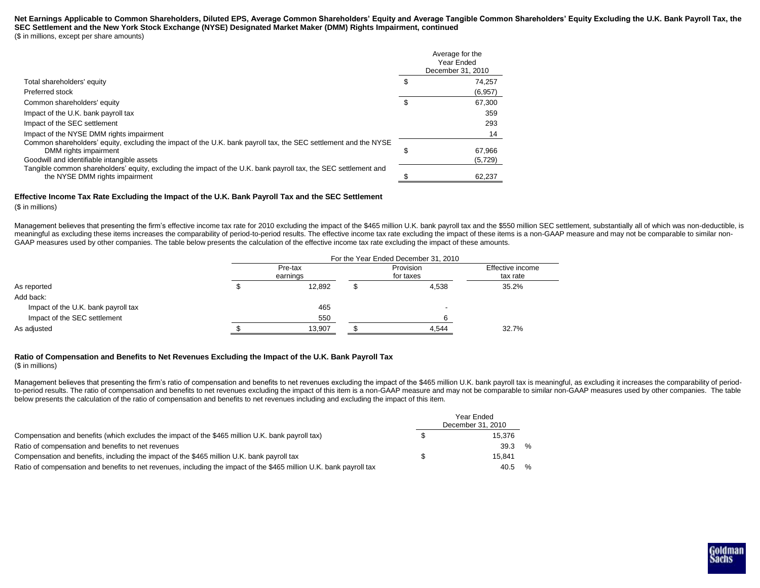**Net Earnings Applicable to Common Shareholders, Diluted EPS, Average Common Shareholders' Equity and Average Tangible Common Shareholders' Equity Excluding the U.K. Bank Payroll Tax, the SEC Settlement and the New York Stock Exchange (NYSE) Designated Market Maker (DMM) Rights Impairment, continued**

($ in millions, except per share amounts)

| | Average for the Year Ended December 31, 2010 |
|---|---|
| Total shareholders' equity | $ 74,257 |
| Preferred stock | (6,957) |
| Common shareholders' equity | $ 67,300 |
| Impact of the U.K. bank payroll tax | 359 |
| Impact of the SEC settlement | 293 |
| Impact of the NYSE DMM rights impairment | 14 |
| Common shareholders' equity, excluding the impact of the U.K. bank payroll tax, the SEC settlement and the NYSE DMM rights impairment | $ 67,966 |
| Goodwill and identifiable intangible assets | (5,729) |
| Tangible common shareholders' equity, excluding the impact of the U.K. bank payroll tax, the SEC settlement and the NYSE DMM rights impairment | $ 62,237 |

**Effective Income Tax Rate Excluding the Impact of the U.K. Bank Payroll Tax and the SEC Settlement**

($ in millions)

Management believes that presenting the firm's effective income tax rate for 2010 excluding the impact of the $465 million U.K. bank payroll tax and the $550 million SEC settlement, substantially all of which was non-deductible, is meaningful as excluding these items increases the comparability of period-to-period results. The effective income tax rate excluding the impact of these items is a non-GAAP measure and may not be comparable to similar non-GAAP measures used by other companies. The table below presents the calculation of the effective income tax rate excluding the impact of these amounts.

| | For the Year Ended December 31, 2010 | | |
|---|---|---|---|
| | Pre-tax earnings | Provision for taxes | Effective income tax rate |
| As reported | $ 12,892 | $ 4,538 | 35.2% |
| Add back: | | | |
| Impact of the U.K. bank payroll tax | 465 | - | |
| Impact of the SEC settlement | 550 | 6 | |
| As adjusted | $ 13,907 | $ 4,544 | 32.7% |

**Ratio of Compensation and Benefits to Net Revenues Excluding the Impact of the U.K. Bank Payroll Tax**

($ in millions)

Management believes that presenting the firm's ratio of compensation and benefits to net revenues excluding the impact of the $465 million U.K. bank payroll tax is meaningful, as excluding it increases the comparability of period-to-period results. The ratio of compensation and benefits to net revenues excluding the impact of this item is a non-GAAP measure and may not be comparable to similar non-GAAP measures used by other companies. The table below presents the calculation of the ratio of compensation and benefits to net revenues including and excluding the impact of this item.

| | Year Ended December 31, 2010 |
|---|---|
| Compensation and benefits (which excludes the impact of the $465 million U.K. bank payroll tax) | $ 15,376 |
| Ratio of compensation and benefits to net revenues | 39.3 % |
| Compensation and benefits, including the impact of the $465 million U.K. bank payroll tax | $ 15,841 |
| Ratio of compensation and benefits to net revenues, including the impact of the $465 million U.K. bank payroll tax | 40.5 % |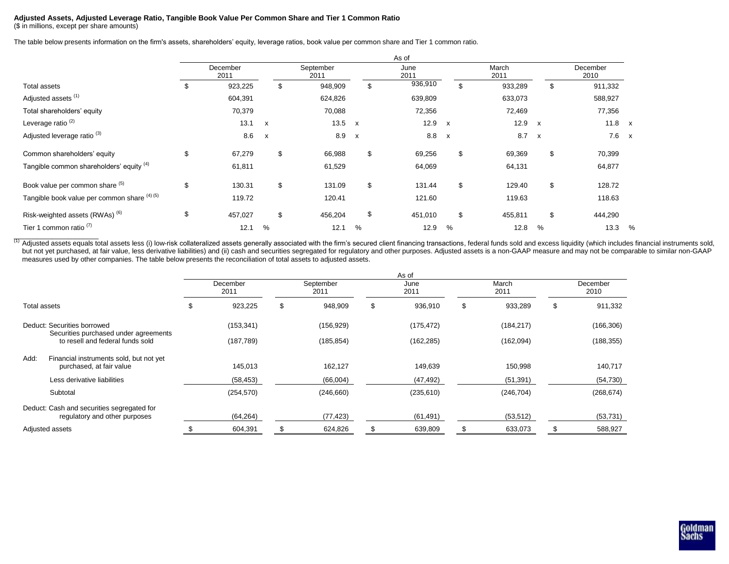**Adjusted Assets, Adjusted Leverage Ratio, Tangible Book Value Per Common Share and Tier 1 Common Ratio**
($ in millions, except per share amounts)

The table below presents information on the firm's assets, shareholders' equity, leverage ratios, book value per common share and Tier 1 common ratio.

| | As of | | | | |
|---|---|---|---|---|---|
| | December 2011 | September 2011 | June 2011 | March 2011 | December 2010 |
| Total assets | $ 923,225 | $ 948,909 | $ 936,910 | $ 933,289 | $ 911,332 |
| Adjusted assets [1] | 604,391 | 624,826 | 639,809 | 633,073 | 588,927 |
| Total shareholders' equity | 70,379 | 70,088 | 72,356 | 72,469 | 77,356 |
| Leverage ratio [2] | 13.1 x | 13.5 x | 12.9 x | 12.9 x | 11.8 x |
| Adjusted leverage ratio [3] | 8.6 x | 8.9 x | 8.8 x | 8.7 x | 7.6 x |
| Common shareholders' equity | $ 67,279 | $ 66,988 | $ 69,256 | $ 69,369 | $ 70,399 |
| Tangible common shareholders' equity [4] | 61,811 | 61,529 | 64,069 | 64,131 | 64,877 |
| Book value per common share [5] | $ 130.31 | $ 131.09 | $ 131.44 | $ 129.40 | $ 128.72 |
| Tangible book value per common share [4] [5] | 119.72 | 120.41 | 121.60 | 119.63 | 118.63 |
| Risk-weighted assets (RWAs) [6] | $ 457,027 | $ 456,204 | $ 451,010 | $ 455,811 | $ 444,290 |
| Tier 1 common ratio [7] | 12.1 % | 12.1 % | 12.9 % | 12.8 % | 13.3 % |

[1] Adjusted assets equals total assets less (i) low-risk collateralized assets generally associated with the firm's secured client financing transactions, federal funds sold and excess liquidity (which includes financial instruments sold, but not yet purchased, at fair value, less derivative liabilities) and (ii) cash and securities segregated for regulatory and other purposes. Adjusted assets is a non-GAAP measure and may not be comparable to similar non-GAAP measures used by other companies. The table below presents the reconciliation of total assets to adjusted assets.

| | As of | | | | |
|---|---|---|---|---|---|
| | December 2011 | September 2011 | June 2011 | March 2011 | December 2010 |
| Total assets | $ 923,225 | $ 948,909 | $ 936,910 | $ 933,289 | $ 911,332 |
| Deduct: Securities borrowed | (153,341) | (156,929) | (175,472) | (184,217) | (166,306) |
| Securities purchased under agreements to resell and federal funds sold | (187,789) | (185,854) | (162,285) | (162,094) | (188,355) |
| Add: Financial instruments sold, but not yet purchased, at fair value | 145,013 | 162,127 | 149,639 | 150,998 | 140,717 |
| Less derivative liabilities | (58,453) | (66,004) | (47,492) | (51,391) | (54,730) |
| Subtotal | (254,570) | (246,660) | (235,610) | (246,704) | (268,674) |
| Deduct: Cash and securities segregated for regulatory and other purposes | (64,264) | (77,423) | (61,491) | (53,512) | (53,731) |
| Adjusted assets | $ 604,391 | $ 624,826 | $ 639,809 | $ 633,073 | $ 588,927 |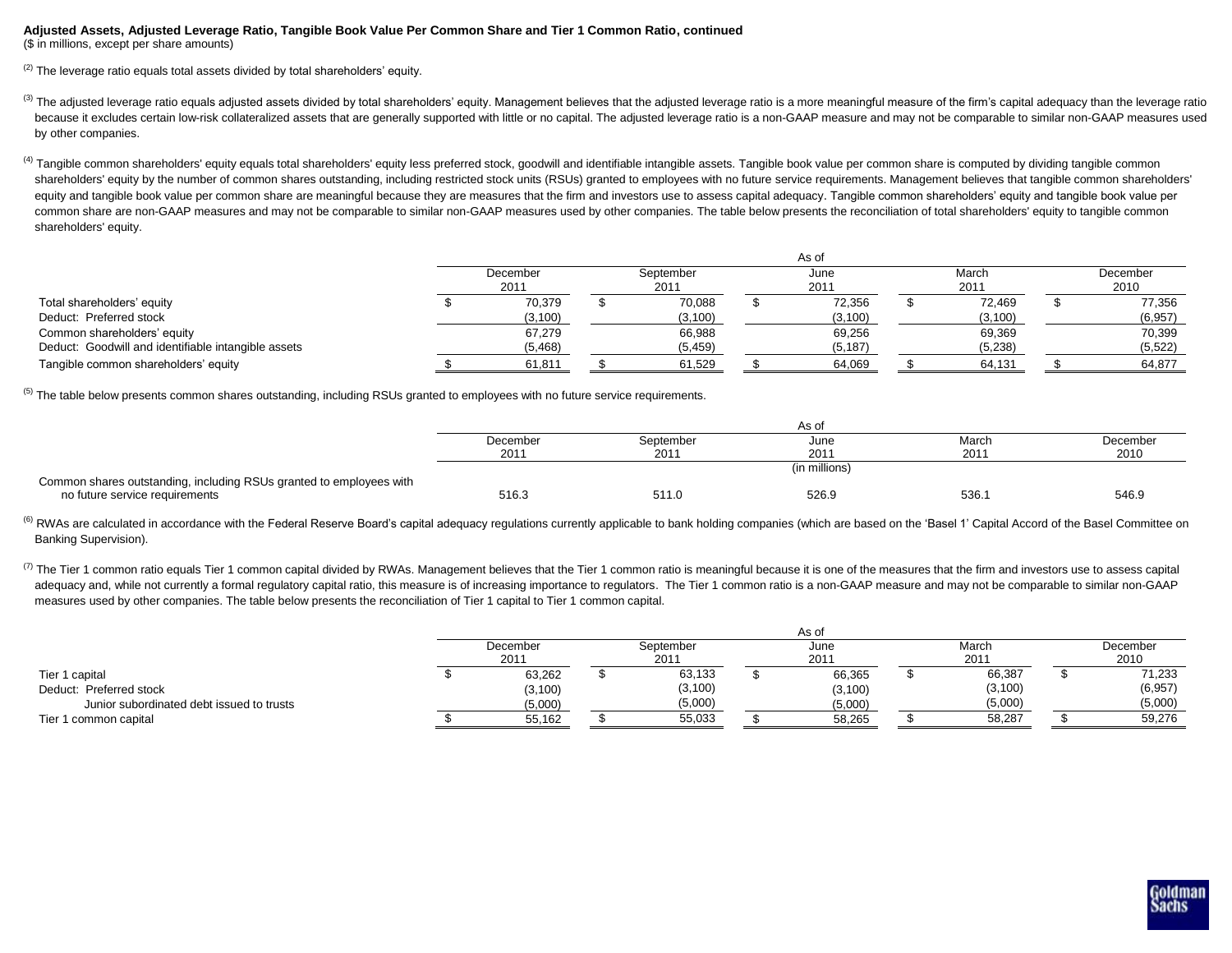**Adjusted Assets, Adjusted Leverage Ratio, Tangible Book Value Per Common Share and Tier 1 Common Ratio, continued**
($ in millions, except per share amounts)

[2] The leverage ratio equals total assets divided by total shareholders' equity.

[3] The adjusted leverage ratio equals adjusted assets divided by total shareholders' equity. Management believes that the adjusted leverage ratio is a more meaningful measure of the firm's capital adequacy than the leverage ratio because it excludes certain low-risk collateralized assets that are generally supported with little or no capital. The adjusted leverage ratio is a non-GAAP measure and may not be comparable to similar non-GAAP measures used by other companies.

[4] Tangible common shareholders' equity equals total shareholders' equity less preferred stock, goodwill and identifiable intangible assets. Tangible book value per common share is computed by dividing tangible common shareholders' equity by the number of common shares outstanding, including restricted stock units (RSUs) granted to employees with no future service requirements. Management believes that tangible common shareholders' equity and tangible book value per common share are meaningful because they are measures that the firm and investors use to assess capital adequacy. Tangible common shareholders' equity and tangible book value per common share are non-GAAP measures and may not be comparable to similar non-GAAP measures used by other companies. The table below presents the reconciliation of total shareholders' equity to tangible common shareholders' equity.

| | As of | | | | |
|---|---|---|---|---|---|
| | December 2011 | September 2011 | June 2011 | March 2011 | December 2010 |
| Total shareholders' equity | $ 70,379 | $ 70,088 | $ 72,356 | $ 72,469 | $ 77,356 |
| Deduct: Preferred stock | (3,100) | (3,100) | (3,100) | (3,100) | (6,957) |
| Common shareholders' equity | 67,279 | 66,988 | 69,256 | 69,369 | 70,399 |
| Deduct: Goodwill and identifiable intangible assets | (5,468) | (5,459) | (5,187) | (5,238) | (5,522) |
| Tangible common shareholders' equity | $ 61,811 | $ 61,529 | $ 64,069 | $ 64,131 | $ 64,877 |

[5] The table below presents common shares outstanding, including RSUs granted to employees with no future service requirements.

| | As of | | | | |
|---|---|---|---|---|---|
| | December 2011 | September 2011 | June 2011 | March 2011 | December 2010 |
| | | | (in millions) | | |
| Common shares outstanding, including RSUs granted to employees with no future service requirements | 516.3 | 511.0 | 526.9 | 536.1 | 546.9 |

[6] RWAs are calculated in accordance with the Federal Reserve Board's capital adequacy regulations currently applicable to bank holding companies (which are based on the 'Basel 1' Capital Accord of the Basel Committee on Banking Supervision).

[7] The Tier 1 common ratio equals Tier 1 common capital divided by RWAs. Management believes that the Tier 1 common ratio is meaningful because it is one of the measures that the firm and investors use to assess capital adequacy and, while not currently a formal regulatory capital ratio, this measure is of increasing importance to regulators. The Tier 1 common ratio is a non-GAAP measure and may not be comparable to similar non-GAAP measures used by other companies. The table below presents the reconciliation of Tier 1 capital to Tier 1 common capital.

| | As of | | | | |
|---|---|---|---|---|---|
| | December 2011 | September 2011 | June 2011 | March 2011 | December 2010 |
| Tier 1 capital | $ 63,262 | $ 63,133 | $ 66,365 | $ 66,387 | $ 71,233 |
| Deduct: Preferred stock | (3,100) | (3,100) | (3,100) | (3,100) | (6,957) |
| Junior subordinated debt issued to trusts | (5,000) | (5,000) | (5,000) | (5,000) | (5,000) |
| Tier 1 common capital | $ 55,162 | $ 55,033 | $ 58,265 | $ 58,287 | $ 59,276 |